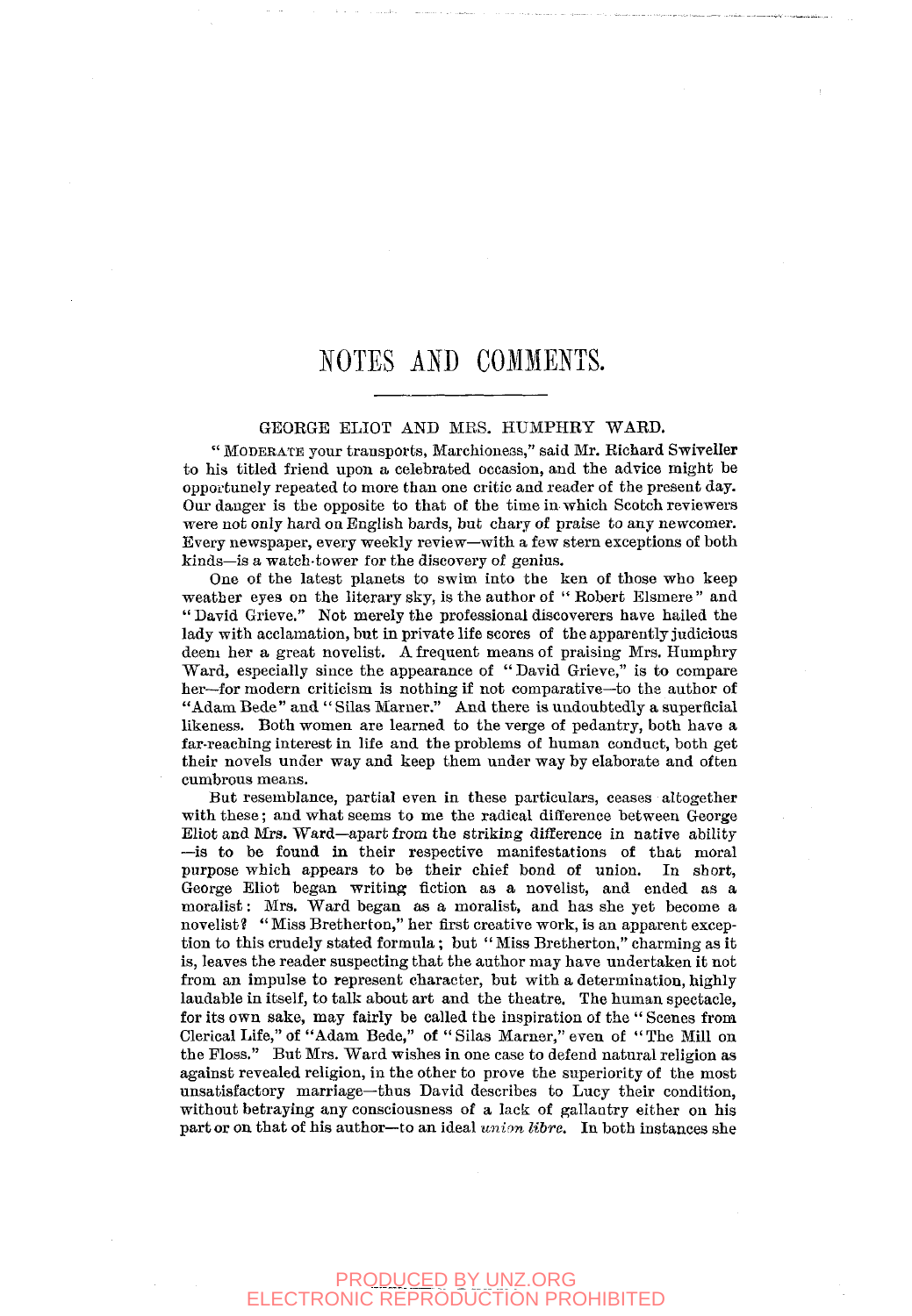# NOTES AND COMMENTS.

## GEORGE ELIOT AND MRS. HUMPHRY WARD.

"MODERATE your transports, Marchioness," said Mr. Richard Swiveller to his titled friend upon a celebrated occasion, and the advice might be opportunely repeated to more than one critic and reader of the present day. Our danger is the opposite to that of the time in which Scotch reviewers were not only hard on English bards, but chary of praise to any newcomer. Every newspaper, every weekly review—with a few stern exceptions of both kinds—is a watch-tower for the discovery of genius.

One of the latest planets to swim into the ken of those who keep weather eyes on the literary sky, is the author of "Robert Elsmere" and "David Grieve." Not merely the professional discoverers have hailed the lady with acclamation, but in private life scores of the apparently judicious deem her a great novelist. A frequent means of praising Mrs. Humphry Ward, especially since the appearance of "David Grieve," is to compare her—for modern criticism is nothing if not comparative—to the author of "Adam Bede" and "Silas Marner." And there is undoubtedly a superficial likeness. Both women are learned to the verge of pedantry, both have a far-reaching interest in life and the problems of human conduct, both get their novels under way and keep them under way by elaborate and often cumbrous means.

But resemblance, partial even in these particulars, ceases altogether with these; and what seems to me the radical difference between George Eliot and Mrs. Ward—apart from the striking difference in native ability—is to be found in their respective manifestations of that moral purpose which appears to be their chief bond of union. In short, George Eliot began writing fiction as a novelist, and ended as a moralist: Mrs. Ward began as a moralist, and has she yet become a novelist? "Miss Bretherton," her first creative work, is an apparent exception to this crudely stated formula; but "Miss Bretherton," charming as it is, leaves the reader suspecting that the author may have undertaken it not from an impulse to represent character, but with a determination, highly laudable in itself, to talk about art and the theatre. The human spectacle, for its own sake, may fairly be called the inspiration of the "Scenes from Clerical Life," of "Adam Bede," of "Silas Marner," even of "The Mill on the Floss." But Mrs. Ward wishes in one case to defend natural religion as against revealed religion, in the other to prove the superiority of the most unsatisfactory marriage—thus David describes to Lucy their condition, without betraying any consciousness of a lack of gallantry either on his part or on that of his author—to an ideal *union libre*. In both instances she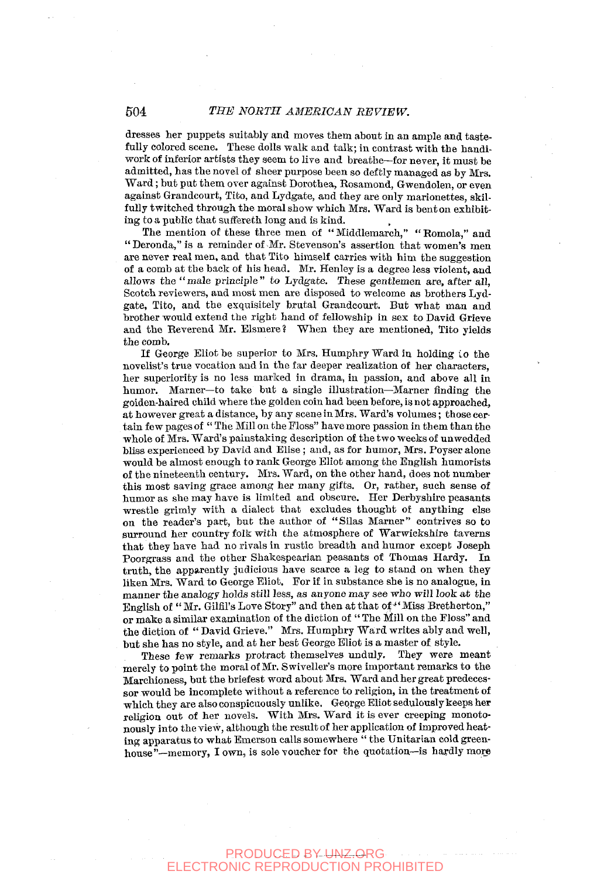dresses her puppets suitably and moves them about in an ample and tastefully colored scene. These dolls walk and talk; in contrast with the handiwork of inferior artists they seem to live and breathe—for never, it must be admitted, has the novel of sheer purpose been so deftly managed as by Mrs. Ward; but put them over against Dorothea, Rosamond, Gwendolen, or even against Grandcourt, Tito, and Lydgate, and they are only marionettes, skilfully twitched through the moral show which Mrs. Ward is bent on exhibiting to a public that suffereth long and is kind.

The mention of these three men of "Middlemarch," "Romola," and "Deronda," is a reminder of Mr. Stevenson's assertion that women's men are never real men, and that Tito himself carries with him the suggestion of a comb at the back of his head. Mr. Henley is a degree less violent, and allows the "*male principle*" *to* Lydgate. *These gentlemen* are, after all, Scotch reviewers, and most men are disposed to welcome as brothers Lydgate, Tito, and the exquisitely brutal Grandcourt. But what man and brother would extend the right hand of fellowship in sex to David Grieve and the Reverend Mr. Elsmere? When they are mentioned, Tito yields the comb.

If George Eliot be superior to Mrs. Humphry Ward in holding to the novelist's true vocation and in the far deeper realization of her characters, her superiority is no less marked in drama, in passion, and above all in humor. Marner—to take but a single illustration—Marner finding the golden-haired child where the golden coin had been before, is not approached, at however great a distance, by any scene in Mrs. Ward's volumes; those certain few pages of "The Mill on the Floss" have more passion in them than the whole of Mrs. Ward's painstaking description of the two weeks of unwedded bliss experienced by David and Elise; and, as for humor, Mrs. Poyser alone would be almost enough to rank George Eliot among the English humorists of the nineteenth century. Mrs. Ward, on the other hand, does not number this most saving grace among her many gifts. Or, rather, such sense of humor as she may have is limited and obscure. Her Derbyshire peasants wrestle grimly with a dialect that excludes thought of anything else on the reader's part, but the author of "Silas Marner" contrives so to surround her country folk with the atmosphere of Warwickshire taverns that they have had no rivals in rustic breadth and humor except Joseph Poorgrass and the other Shakespearian peasants of Thomas Hardy. In truth, the apparently judicious have scarce a leg to stand on when they liken Mrs. Ward to George Eliot. For if in substance she is no analogue, in manner *the analogy holds still less, as anyone may see who will look at the* English of "Mr. Gilfil's Love Story" and then at that of "Miss Bretherton," or make a similar examination of the diction of "The Mill on the Floss" and the diction of "David Grieve." Mrs. Humphry Ward writes ably and well, but she has no style, and at her best George Eliot is a master of style.

These few remarks protract themselves unduly. They were meant merely to point the moral of Mr. Swiveller's more important remarks to the Marchioness, but the briefest word about Mrs. Ward and her great predecessor would be incomplete without a reference to religion, in the treatment of which they are also conspicuously unlike. George Eliot sedulously keeps her religion out of her novels. With Mrs. Ward it is ever creeping monotonously into the view, although the result of her application of improved heating apparatus to what Emerson calls somewhere "the Unitarian cold greenhouse"—memory, I own, is sole voucher for the quotation—is hardly more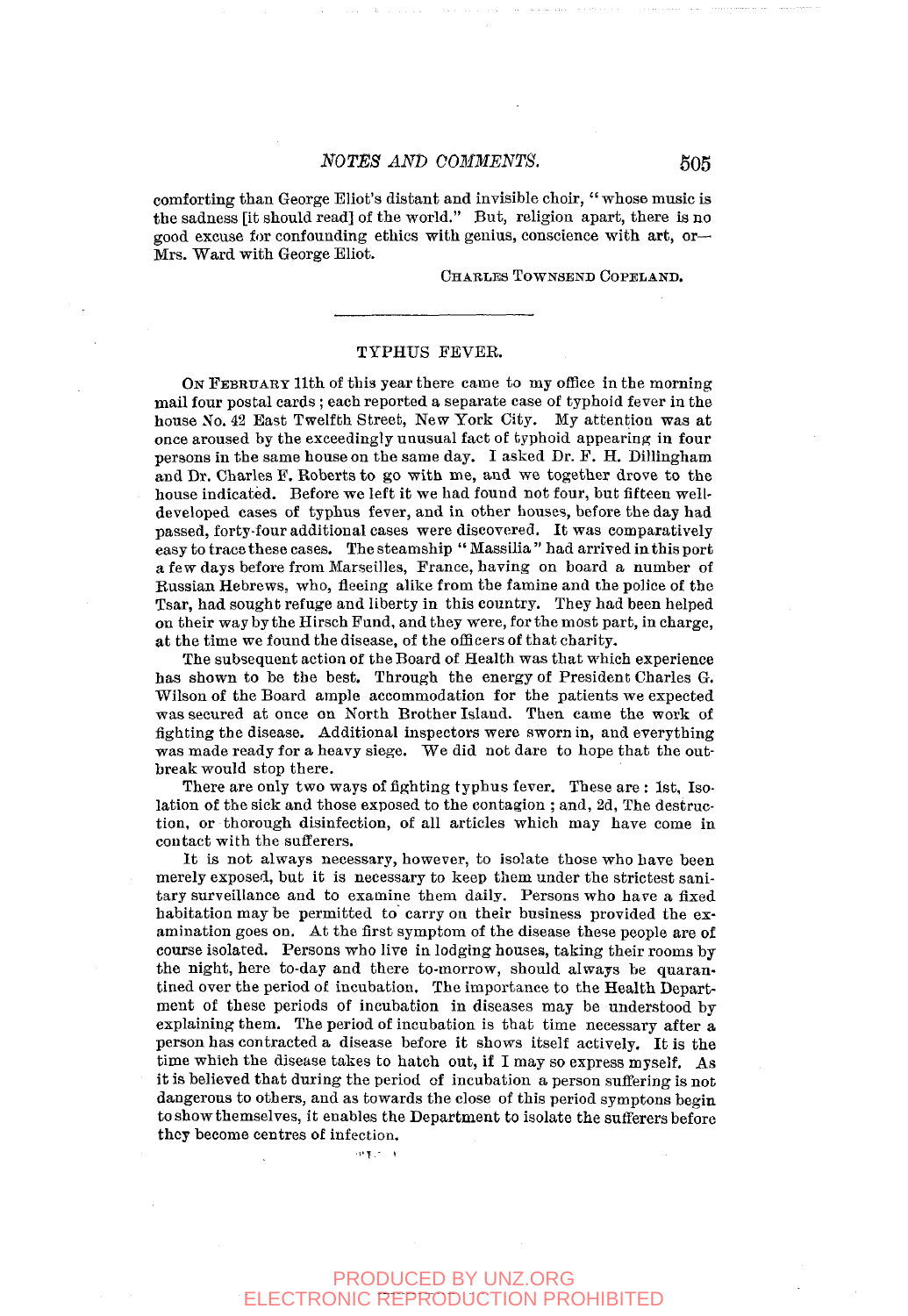comforting than George Eliot's distant and invisible choir, "whose music is the sadness [it should read] of the world." But, religion apart, there is no good excuse for confounding ethics with genius, conscience with art, or—Mrs. Ward with George Eliot.

CHARLES TOWNSEND COPELAND.

---

## TYPHUS FEVER.

ON FEBRUARY 11th of this year there came to my office in the morning mail four postal cards; each reported a separate case of typhoid fever in the house No. 42 East Twelfth Street, New York City. My attention was at once aroused by the exceedingly unusual fact of typhoid appearing in four persons in the same house on the same day. I asked Dr. F. H. Dillingham and Dr. Charles F. Roberts to go with me, and we together drove to the house indicated. Before we left it we had found not four, but fifteen well-developed cases of typhus fever, and in other houses, before the day had passed, forty-four additional cases were discovered. It was comparatively easy to trace these cases. The steamship "Massilia" had arrived in this port a few days before from Marseilles, France, having on board a number of Russian Hebrews, who, fleeing alike from the famine and the police of the Tsar, had sought refuge and liberty in this country. They had been helped on their way by the Hirsch Fund, and they were, for the most part, in charge, at the time we found the disease, of the officers of that charity.

The subsequent action of the Board of Health was that which experience has shown to be the best. Through the energy of President Charles G. Wilson of the Board ample accommodation for the patients we expected was secured at once on North Brother Island. Then came the work of fighting the disease. Additional inspectors were sworn in, and everything was made ready for a heavy siege. We did not dare to hope that the outbreak would stop there.

There are only two ways of fighting typhus fever. These are: 1st, Isolation of the sick and those exposed to the contagion; and, 2d, The destruction, or thorough disinfection, of all articles which may have come in contact with the sufferers.

It is not always necessary, however, to isolate those who have been merely exposed, but it is necessary to keep them under the strictest sanitary surveillance and to examine them daily. Persons who have a fixed habitation may be permitted to carry on their business provided the examination goes on. At the first symptom of the disease these people are of course isolated. Persons who live in lodging houses, taking their rooms by the night, here to-day and there to-morrow, should always be quarantined over the period of incubation. The importance to the Health Department of these periods of incubation in diseases may be understood by explaining them. The period of incubation is that time necessary after a person has contracted a disease before it shows itself actively. It is the time which the disease takes to hatch out, if I may so express myself. As it is believed that during the period of incubation a person suffering is not dangerous to others, and as towards the close of this period symptoms begin to show themselves, it enables the Department to isolate the sufferers before they become centres of infection.